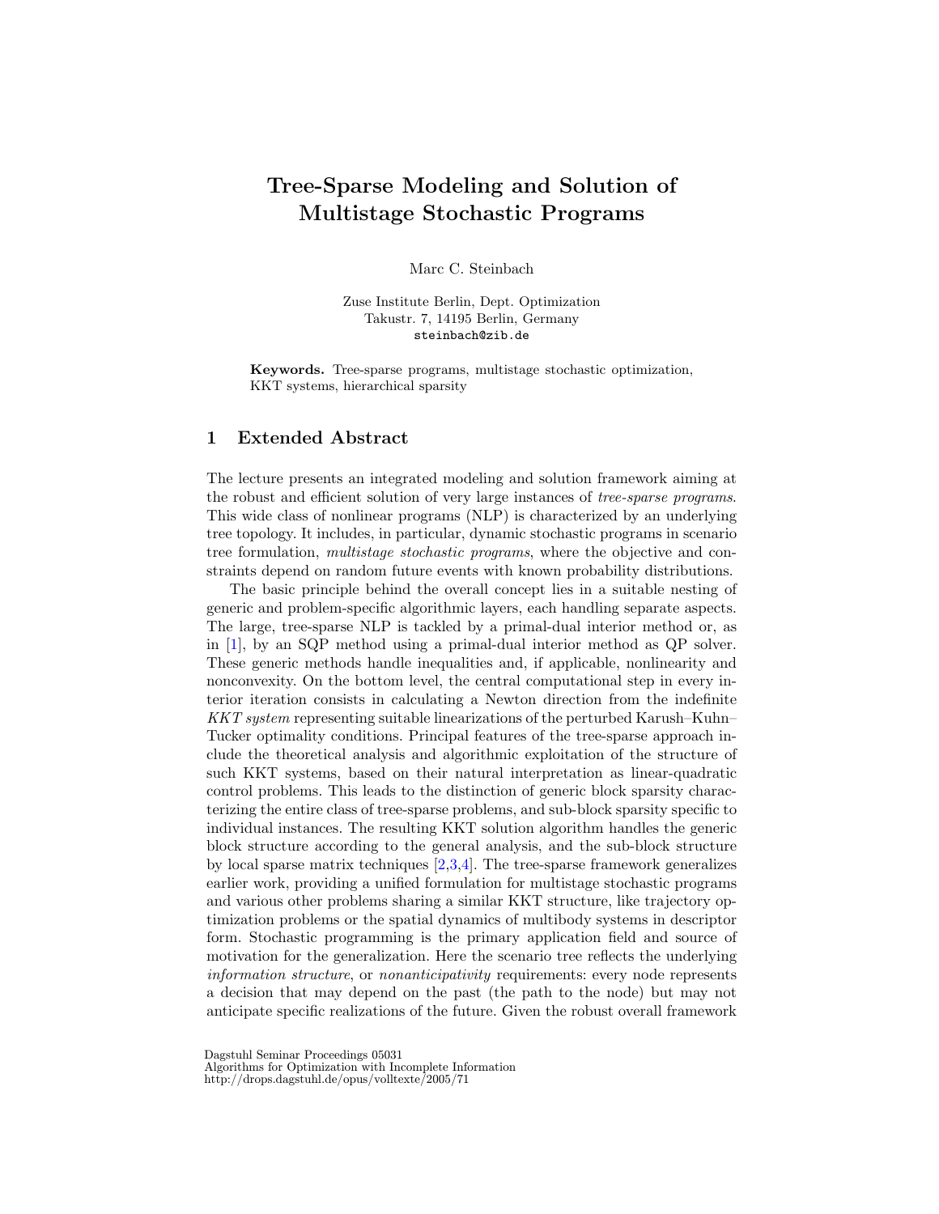# Tree-Sparse Modeling and Solution of Multistage Stochastic Programs

Marc C. Steinbach

Zuse Institute Berlin, Dept. Optimization
Takustr. 7, 14195 Berlin, Germany
steinbach@zib.de

**Keywords.** Tree-sparse programs, multistage stochastic optimization, KKT systems, hierarchical sparsity

## 1 Extended Abstract

The lecture presents an integrated modeling and solution framework aiming at the robust and efficient solution of very large instances of *tree-sparse programs*. This wide class of nonlinear programs (NLP) is characterized by an underlying tree topology. It includes, in particular, dynamic stochastic programs in scenario tree formulation, *multistage stochastic programs*, where the objective and constraints depend on random future events with known probability distributions.

The basic principle behind the overall concept lies in a suitable nesting of generic and problem-specific algorithmic layers, each handling separate aspects. The large, tree-sparse NLP is tackled by a primal-dual interior method or, as in [1], by an SQP method using a primal-dual interior method as QP solver. These generic methods handle inequalities and, if applicable, nonlinearity and nonconvexity. On the bottom level, the central computational step in every interior iteration consists in calculating a Newton direction from the indefinite *KKT system* representing suitable linearizations of the perturbed Karush–Kuhn–Tucker optimality conditions. Principal features of the tree-sparse approach include the theoretical analysis and algorithmic exploitation of the structure of such KKT systems, based on their natural interpretation as linear-quadratic control problems. This leads to the distinction of generic block sparsity characterizing the entire class of tree-sparse problems, and sub-block sparsity specific to individual instances. The resulting KKT solution algorithm handles the generic block structure according to the general analysis, and the sub-block structure by local sparse matrix techniques [2,3,4]. The tree-sparse framework generalizes earlier work, providing a unified formulation for multistage stochastic programs and various other problems sharing a similar KKT structure, like trajectory optimization problems or the spatial dynamics of multibody systems in descriptor form. Stochastic programming is the primary application field and source of motivation for the generalization. Here the scenario tree reflects the underlying *information structure*, or *nonanticipativity* requirements: every node represents a decision that may depend on the past (the path to the node) but may not anticipate specific realizations of the future. Given the robust overall framework

Dagstuhl Seminar Proceedings 05031
Algorithms for Optimization with Incomplete Information
http://drops.dagstuhl.de/opus/volltexte/2005/71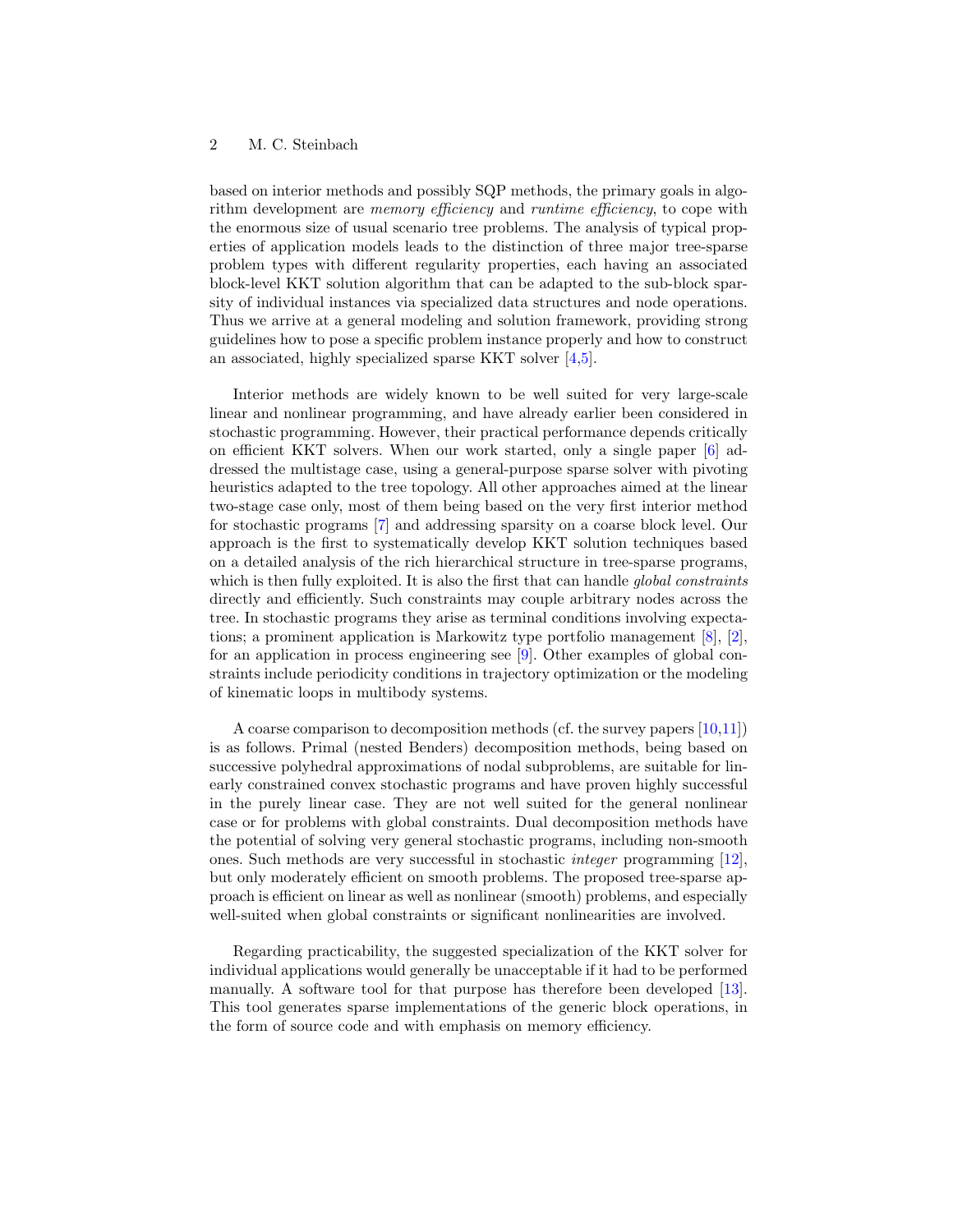based on interior methods and possibly SQP methods, the primary goals in algorithm development are *memory efficiency* and *runtime efficiency*, to cope with the enormous size of usual scenario tree problems. The analysis of typical properties of application models leads to the distinction of three major tree-sparse problem types with different regularity properties, each having an associated block-level KKT solution algorithm that can be adapted to the sub-block sparsity of individual instances via specialized data structures and node operations. Thus we arrive at a general modeling and solution framework, providing strong guidelines how to pose a specific problem instance properly and how to construct an associated, highly specialized sparse KKT solver [4,5].

Interior methods are widely known to be well suited for very large-scale linear and nonlinear programming, and have already earlier been considered in stochastic programming. However, their practical performance depends critically on efficient KKT solvers. When our work started, only a single paper [6] addressed the multistage case, using a general-purpose sparse solver with pivoting heuristics adapted to the tree topology. All other approaches aimed at the linear two-stage case only, most of them being based on the very first interior method for stochastic programs [7] and addressing sparsity on a coarse block level. Our approach is the first to systematically develop KKT solution techniques based on a detailed analysis of the rich hierarchical structure in tree-sparse programs, which is then fully exploited. It is also the first that can handle *global constraints* directly and efficiently. Such constraints may couple arbitrary nodes across the tree. In stochastic programs they arise as terminal conditions involving expectations; a prominent application is Markowitz type portfolio management [8], [2], for an application in process engineering see [9]. Other examples of global constraints include periodicity conditions in trajectory optimization or the modeling of kinematic loops in multibody systems.

A coarse comparison to decomposition methods (cf. the survey papers [10,11]) is as follows. Primal (nested Benders) decomposition methods, being based on successive polyhedral approximations of nodal subproblems, are suitable for linearly constrained convex stochastic programs and have proven highly successful in the purely linear case. They are not well suited for the general nonlinear case or for problems with global constraints. Dual decomposition methods have the potential of solving very general stochastic programs, including non-smooth ones. Such methods are very successful in stochastic *integer* programming [12], but only moderately efficient on smooth problems. The proposed tree-sparse approach is efficient on linear as well as nonlinear (smooth) problems, and especially well-suited when global constraints or significant nonlinearities are involved.

Regarding practicability, the suggested specialization of the KKT solver for individual applications would generally be unacceptable if it had to be performed manually. A software tool for that purpose has therefore been developed [13]. This tool generates sparse implementations of the generic block operations, in the form of source code and with emphasis on memory efficiency.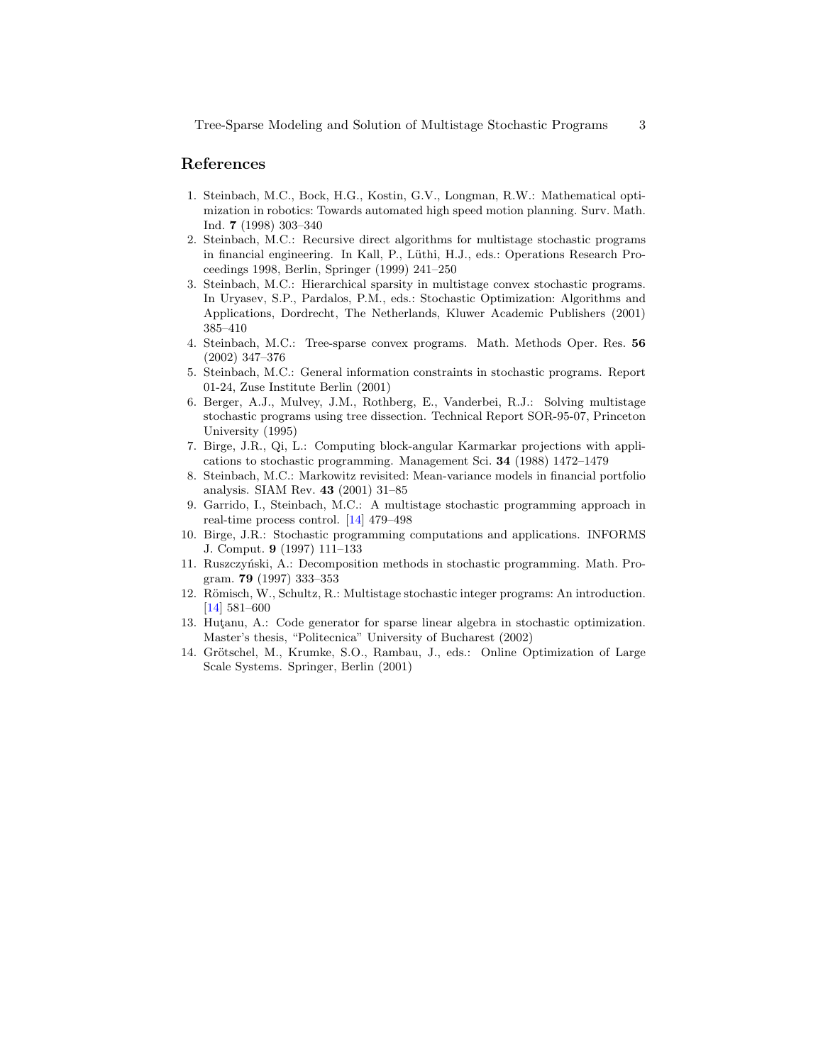## References

1. Steinbach, M.C., Bock, H.G., Kostin, G.V., Longman, R.W.: Mathematical optimization in robotics: Towards automated high speed motion planning. Surv. Math. Ind. **7** (1998) 303–340
2. Steinbach, M.C.: Recursive direct algorithms for multistage stochastic programs in financial engineering. In Kall, P., Lüthi, H.J., eds.: Operations Research Proceedings 1998, Berlin, Springer (1999) 241–250
3. Steinbach, M.C.: Hierarchical sparsity in multistage convex stochastic programs. In Uryasev, S.P., Pardalos, P.M., eds.: Stochastic Optimization: Algorithms and Applications, Dordrecht, The Netherlands, Kluwer Academic Publishers (2001) 385–410
4. Steinbach, M.C.: Tree-sparse convex programs. Math. Methods Oper. Res. **56** (2002) 347–376
5. Steinbach, M.C.: General information constraints in stochastic programs. Report 01-24, Zuse Institute Berlin (2001)
6. Berger, A.J., Mulvey, J.M., Rothberg, E., Vanderbei, R.J.: Solving multistage stochastic programs using tree dissection. Technical Report SOR-95-07, Princeton University (1995)
7. Birge, J.R., Qi, L.: Computing block-angular Karmarkar projections with applications to stochastic programming. Management Sci. **34** (1988) 1472–1479
8. Steinbach, M.C.: Markowitz revisited: Mean-variance models in financial portfolio analysis. SIAM Rev. **43** (2001) 31–85
9. Garrido, I., Steinbach, M.C.: A multistage stochastic programming approach in real-time process control. [14] 479–498
10. Birge, J.R.: Stochastic programming computations and applications. INFORMS J. Comput. **9** (1997) 111–133
11. Ruszczyński, A.: Decomposition methods in stochastic programming. Math. Program. **79** (1997) 333–353
12. Römisch, W., Schultz, R.: Multistage stochastic integer programs: An introduction. [14] 581–600
13. Huţanu, A.: Code generator for sparse linear algebra in stochastic optimization. Master's thesis, "Politecnica" University of Bucharest (2002)
14. Grötschel, M., Krumke, S.O., Rambau, J., eds.: Online Optimization of Large Scale Systems. Springer, Berlin (2001)